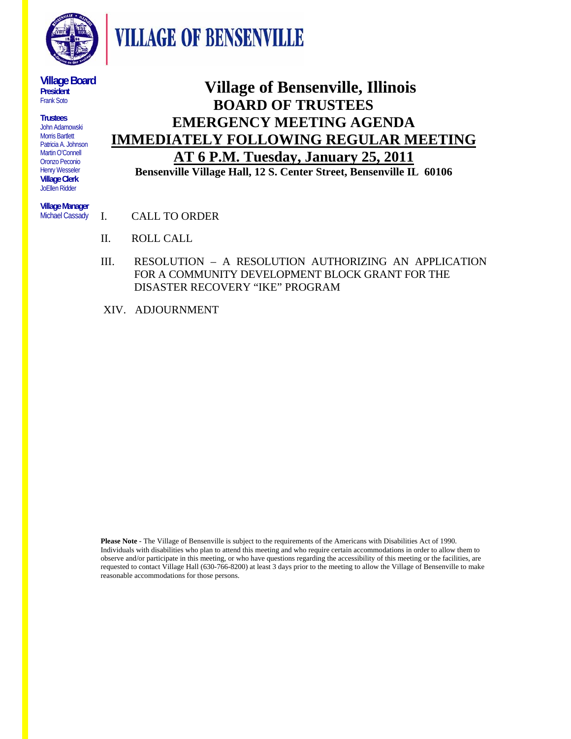# VILLAGE OF BENSENVILLE

**Village Board**
**President**
Frank Soto

**Trustees**
John Adamowski
Morris Bartlett
Patricia A. Johnson
Martin O'Connell
Oronzo Peconio
Henry Wesseler

**Village Clerk**
JoEllen Ridder

**Village Manager**
Michael Cassady

# Village of Bensenville, Illinois
## BOARD OF TRUSTEES
## EMERGENCY MEETING AGENDA
## IMMEDIATELY FOLLOWING REGULAR MEETING
## AT 6 P.M. Tuesday, January 25, 2011

**Bensenville Village Hall, 12 S. Center Street, Bensenville IL 60106**

I. CALL TO ORDER

II. ROLL CALL

III. RESOLUTION – A RESOLUTION AUTHORIZING AN APPLICATION FOR A COMMUNITY DEVELOPMENT BLOCK GRANT FOR THE DISASTER RECOVERY "IKE" PROGRAM

XIV. ADJOURNMENT

**Please Note** - The Village of Bensenville is subject to the requirements of the Americans with Disabilities Act of 1990. Individuals with disabilities who plan to attend this meeting and who require certain accommodations in order to allow them to observe and/or participate in this meeting, or who have questions regarding the accessibility of this meeting or the facilities, are requested to contact Village Hall (630-766-8200) at least 3 days prior to the meeting to allow the Village of Bensenville to make reasonable accommodations for those persons.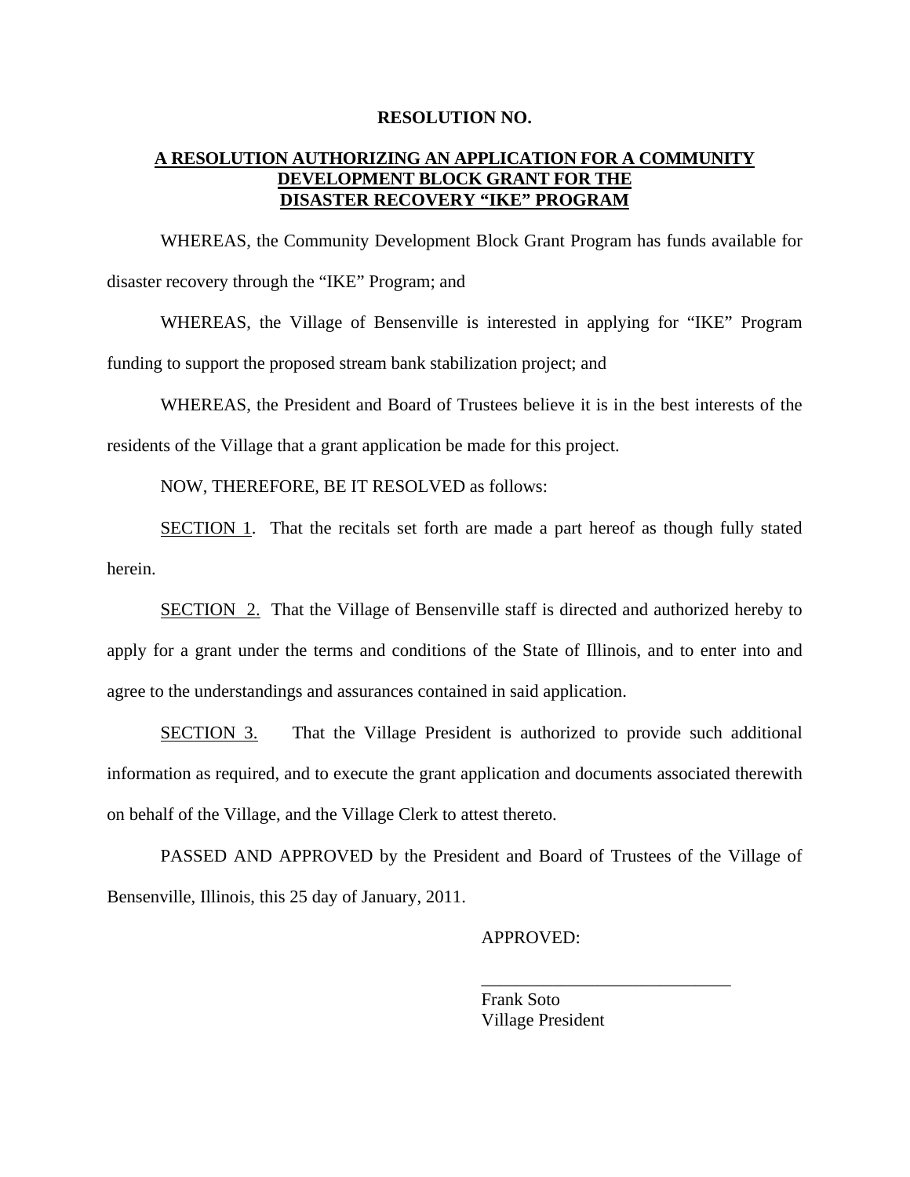**RESOLUTION NO.**

**A RESOLUTION AUTHORIZING AN APPLICATION FOR A COMMUNITY DEVELOPMENT BLOCK GRANT FOR THE DISASTER RECOVERY "IKE" PROGRAM**

WHEREAS, the Community Development Block Grant Program has funds available for disaster recovery through the "IKE" Program; and

WHEREAS, the Village of Bensenville is interested in applying for "IKE" Program funding to support the proposed stream bank stabilization project; and

WHEREAS, the President and Board of Trustees believe it is in the best interests of the residents of the Village that a grant application be made for this project.

NOW, THEREFORE, BE IT RESOLVED as follows:

SECTION 1. That the recitals set forth are made a part hereof as though fully stated herein.

SECTION 2. That the Village of Bensenville staff is directed and authorized hereby to apply for a grant under the terms and conditions of the State of Illinois, and to enter into and agree to the understandings and assurances contained in said application.

SECTION 3. That the Village President is authorized to provide such additional information as required, and to execute the grant application and documents associated therewith on behalf of the Village, and the Village Clerk to attest thereto.

PASSED AND APPROVED by the President and Board of Trustees of the Village of Bensenville, Illinois, this 25 day of January, 2011.

APPROVED:

\_\_\_\_\_\_\_\_\_\_\_\_\_\_\_\_\_\_\_\_\_\_\_\_\_\_\_\_

Frank Soto
Village President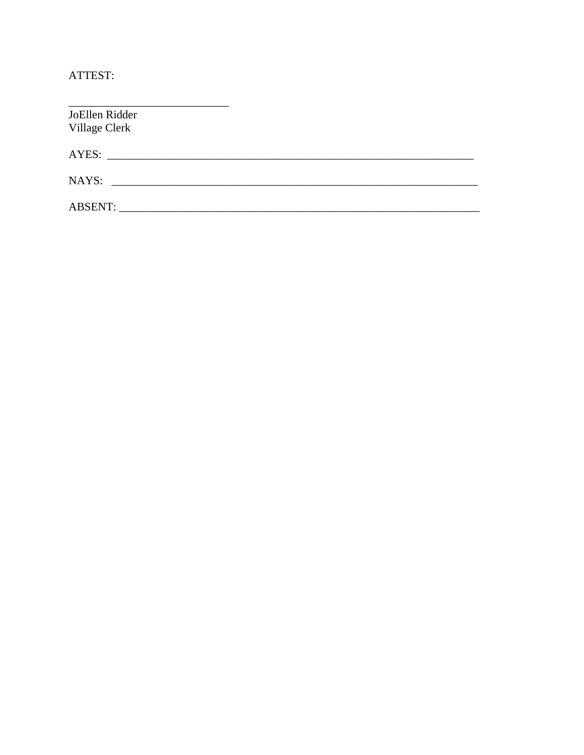ATTEST:

____________________________
JoEllen Ridder
Village Clerk

AYES: ________________________________________________________________

NAYS: ________________________________________________________________

ABSENT: ______________________________________________________________